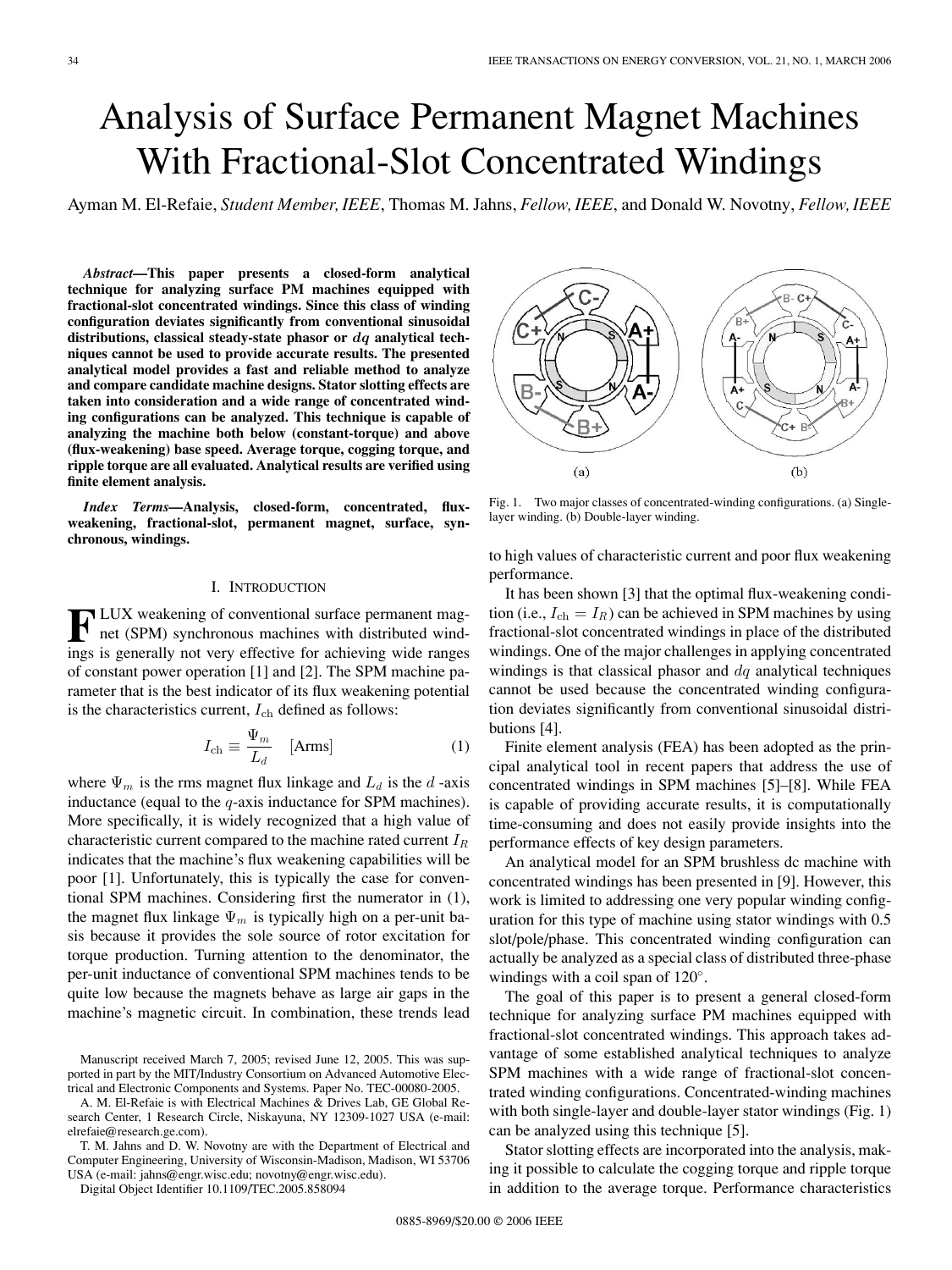# Analysis of Surface Permanent Magnet Machines With Fractional-Slot Concentrated Windings

Ayman M. El-Refaie, *Student Member, IEEE*, Thomas M. Jahns, *Fellow, IEEE*, and Donald W. Novotny, *Fellow, IEEE*

***Abstract*—This paper presents a closed-form analytical technique for analyzing surface PM machines equipped with fractional-slot concentrated windings. Since this class of winding configuration deviates significantly from conventional sinusoidal distributions, classical steady-state phasor or $dq$ analytical techniques cannot be used to provide accurate results. The presented analytical model provides a fast and reliable method to analyze and compare candidate machine designs. Stator slotting effects are taken into consideration and a wide range of concentrated winding configurations can be analyzed. This technique is capable of analyzing the machine both below (constant-torque) and above (flux-weakening) base speed. Average torque, cogging torque, and ripple torque are all evaluated. Analytical results are verified using finite element analysis.**

***Index Terms*—Analysis, closed-form, concentrated, flux-weakening, fractional-slot, permanent magnet, surface, synchronous, windings.**

## I. Introduction

FLUX weakening of conventional surface permanent magnet (SPM) synchronous machines with distributed windings is generally not very effective for achieving wide ranges of constant power operation [1] and [2]. The SPM machine parameter that is the best indicator of its flux weakening potential is the characteristics current, $I_{\text{ch}}$ defined as follows:

$$I_{\text{ch}} \equiv \frac{\Psi_m}{L_d} \quad [\text{Arms}] \tag{1}$$

where $\Psi_m$ is the rms magnet flux linkage and $L_d$ is the $d$-axis inductance (equal to the $q$-axis inductance for SPM machines). More specifically, it is widely recognized that a high value of characteristic current compared to the machine rated current $I_R$ indicates that the machine's flux weakening capabilities will be poor [1]. Unfortunately, this is typically the case for conventional SPM machines. Considering first the numerator in (1), the magnet flux linkage $\Psi_m$ is typically high on a per-unit basis because it provides the sole source of rotor excitation for torque production. Turning attention to the denominator, the per-unit inductance of conventional SPM machines tends to be quite low because the magnets behave as large air gaps in the machine's magnetic circuit. In combination, these trends lead to high values of characteristic current and poor flux weakening performance.

Manuscript received March 7, 2005; revised June 12, 2005. This was supported in part by the MIT/Industry Consortium on Advanced Automotive Electrical and Electronic Components and Systems. Paper No. TEC-00080-2005.

A. M. El-Refaie is with Electrical Machines & Drives Lab, GE Global Research Center, 1 Research Circle, Niskayuna, NY 12309-1027 USA (e-mail: elrefaie@research.ge.com).

T. M. Jahns and D. W. Novotny are with the Department of Electrical and Computer Engineering, University of Wisconsin-Madison, Madison, WI 53706 USA (e-mail: jahns@engr.wisc.edu; novotny@engr.wisc.edu).

Digital Object Identifier 10.1109/TEC.2005.858094

Fig. 1. Two major classes of concentrated-winding configurations. (a) Single-layer winding. (b) Double-layer winding.

It has been shown [3] that the optimal flux-weakening condition (i.e., $I_{\text{ch}} = I_R$) can be achieved in SPM machines by using fractional-slot concentrated windings in place of the distributed windings. One of the major challenges in applying concentrated windings is that classical phasor and $dq$ analytical techniques cannot be used because the concentrated winding configuration deviates significantly from conventional sinusoidal distributions [4].

Finite element analysis (FEA) has been adopted as the principal analytical tool in recent papers that address the use of concentrated windings in SPM machines [5]–[8]. While FEA is capable of providing accurate results, it is computationally time-consuming and does not easily provide insights into the performance effects of key design parameters.

An analytical model for an SPM brushless dc machine with concentrated windings has been presented in [9]. However, this work is limited to addressing one very popular winding configuration for this type of machine using stator windings with 0.5 slot/pole/phase. This concentrated winding configuration can actually be analyzed as a special class of distributed three-phase windings with a coil span of 120°.

The goal of this paper is to present a general closed-form technique for analyzing surface PM machines equipped with fractional-slot concentrated windings. This approach takes advantage of some established analytical techniques to analyze SPM machines with a wide range of fractional-slot concentrated winding configurations. Concentrated-winding machines with both single-layer and double-layer stator windings (Fig. 1) can be analyzed using this technique [5].

Stator slotting effects are incorporated into the analysis, making it possible to calculate the cogging torque and ripple torque in addition to the average torque. Performance characteristics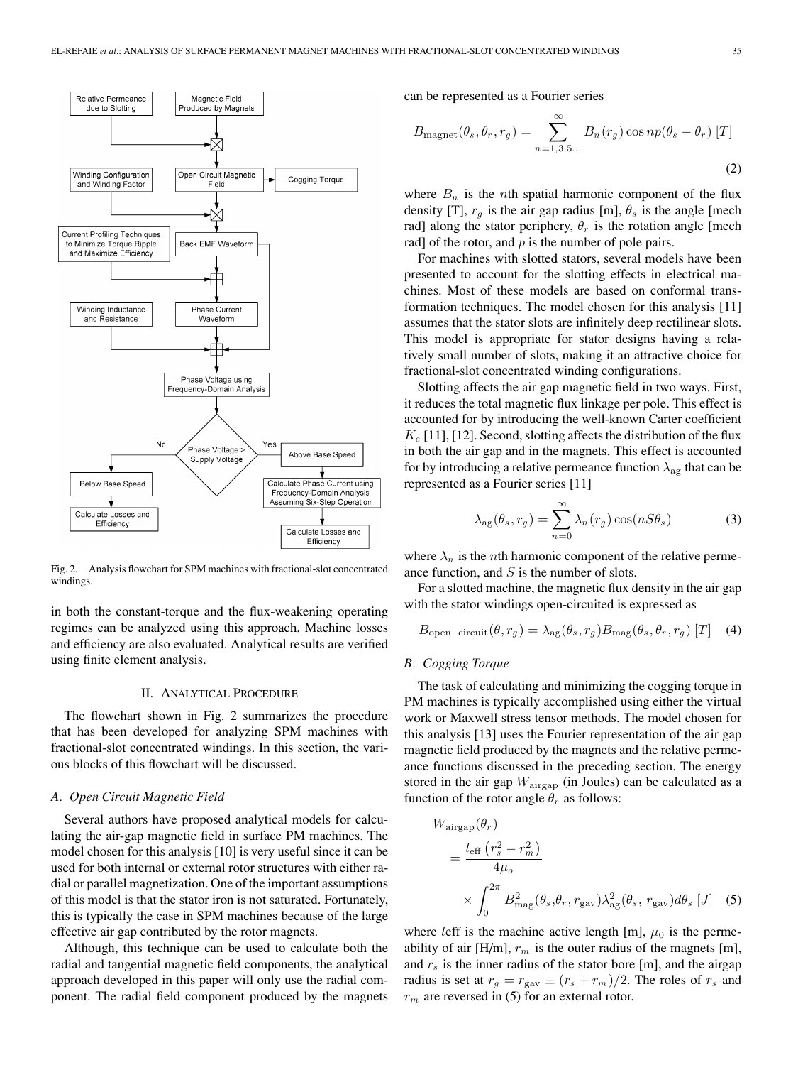Fig. 2. Analysis flowchart for SPM machines with fractional-slot concentrated windings.

in both the constant-torque and the flux-weakening operating regimes can be analyzed using this approach. Machine losses and efficiency are also evaluated. Analytical results are verified using finite element analysis.

## II. Analytical Procedure

The flowchart shown in Fig. 2 summarizes the procedure that has been developed for analyzing SPM machines with fractional-slot concentrated windings. In this section, the various blocks of this flowchart will be discussed.

### A. Open Circuit Magnetic Field

Several authors have proposed analytical models for calculating the air-gap magnetic field in surface PM machines. The model chosen for this analysis [10] is very useful since it can be used for both internal or external rotor structures with either radial or parallel magnetization. One of the important assumptions of this model is that the stator iron is not saturated. Fortunately, this is typically the case in SPM machines because of the large effective air gap contributed by the rotor magnets.

Although, this technique can be used to calculate both the radial and tangential magnetic field components, the analytical approach developed in this paper will only use the radial component. The radial field component produced by the magnets can be represented as a Fourier series

$$B_{\text{magnet}}(\theta_s, \theta_r, r_g) = \sum_{n=1,3,5\ldots}^{\infty} B_n(r_g) \cos np(\theta_s - \theta_r) \; [T] \tag{2}$$

where $B_n$ is the $n$th spatial harmonic component of the flux density [T], $r_g$ is the air gap radius [m], $\theta_s$ is the angle [mech rad] along the stator periphery, $\theta_r$ is the rotation angle [mech rad] of the rotor, and $p$ is the number of pole pairs.

For machines with slotted stators, several models have been presented to account for the slotting effects in electrical machines. Most of these models are based on conformal transformation techniques. The model chosen for this analysis [11] assumes that the stator slots are infinitely deep rectilinear slots. This model is appropriate for stator designs having a relatively small number of slots, making it an attractive choice for fractional-slot concentrated winding configurations.

Slotting affects the air gap magnetic field in two ways. First, it reduces the total magnetic flux linkage per pole. This effect is accounted for by introducing the well-known Carter coefficient $K_c$ [11], [12]. Second, slotting affects the distribution of the flux in both the air gap and in the magnets. This effect is accounted for by introducing a relative permeance function $\lambda_{\text{ag}}$ that can be represented as a Fourier series [11]

$$\lambda_{\text{ag}}(\theta_s, r_g) = \sum_{n=0}^{\infty} \lambda_n(r_g) \cos(nS\theta_s) \tag{3}$$

where $\lambda_n$ is the $n$th harmonic component of the relative permeance function, and $S$ is the number of slots.

For a slotted machine, the magnetic flux density in the air gap with the stator windings open-circuited is expressed as

$$B_{\text{open-circuit}}(\theta, r_g) = \lambda_{\text{ag}}(\theta_s, r_g) B_{\text{mag}}(\theta_s, \theta_r, r_g) \; [T] \tag{4}$$

### B. Cogging Torque

The task of calculating and minimizing the cogging torque in PM machines is typically accomplished using either the virtual work or Maxwell stress tensor methods. The model chosen for this analysis [13] uses the Fourier representation of the air gap magnetic field produced by the magnets and the relative permeance functions discussed in the preceding section. The energy stored in the air gap $W_{\text{airgap}}$ (in Joules) can be calculated as a function of the rotor angle $\theta_r$ as follows:

$$W_{\text{airgap}}(\theta_r) = \frac{l_{\text{eff}} \left(r_s^2 - r_m^2\right)}{4\mu_o} \times \int_0^{2\pi} B_{\text{mag}}^2(\theta_s, \theta_r, r_{\text{gav}}) \lambda_{\text{ag}}^2(\theta_s, r_{\text{gav}}) d\theta_s \; [J] \tag{5}$$

where $l$eff is the machine active length [m], $\mu_0$ is the permeability of air [H/m], $r_m$ is the outer radius of the magnets [m], and $r_s$ is the inner radius of the stator bore [m], and the airgap radius is set at $r_g = r_{\text{gav}} \equiv (r_s + r_m)/2$. The roles of $r_s$ and $r_m$ are reversed in (5) for an external rotor.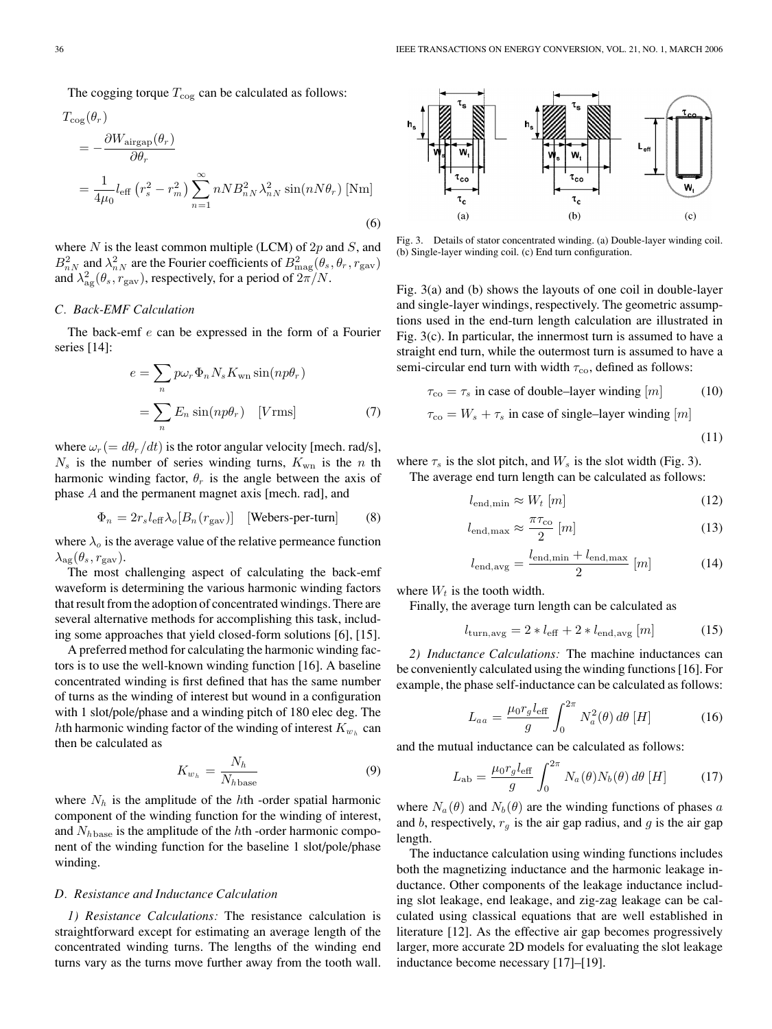The cogging torque $T_{\rm cog}$ can be calculated as follows:

$$
\begin{aligned}
T_{\rm cog}(\theta_r) &= -\frac{\partial W_{\rm airgap}(\theta_r)}{\partial \theta_r} \\
&= \frac{1}{4\mu_0} l_{\rm eff}\left(r_s^2 - r_m^2\right) \sum_{n=1}^{\infty} nNB_{nN}^2 \lambda_{nN}^2 \sin(nN\theta_r) \ [\mathrm{Nm}]
\end{aligned} \tag{6}
$$

where $N$ is the least common multiple (LCM) of $2p$ and $S$, and $B_{nN}^2$ and $\lambda_{nN}^2$ are the Fourier coefficients of $B_{\rm mag}^2(\theta_s, \theta_r, r_{\rm gav})$ and $\lambda_{\rm ag}^2(\theta_s, r_{\rm gav})$, respectively, for a period of $2\pi/N$.

### C. Back-EMF Calculation

The back-emf $e$ can be expressed in the form of a Fourier series [14]:

$$
\begin{aligned}
e &= \sum_n p\omega_r \Phi_n N_s K_{\rm wn} \sin(np\theta_r) \\
&= \sum_n E_n \sin(np\theta_r) \quad [V\mathrm{rms}]
\end{aligned} \tag{7}
$$

where $\omega_r (= d\theta_r/dt)$ is the rotor angular velocity [mech. rad/s], $N_s$ is the number of series winding turns, $K_{\rm wn}$ is the $n$ th harmonic winding factor, $\theta_r$ is the angle between the axis of phase $A$ and the permanent magnet axis [mech. rad], and

$$
\Phi_n = 2r_s l_{\rm eff} \lambda_o [B_n(r_{\rm gav})] \quad [\text{Webers-per-turn}] \tag{8}
$$

where $\lambda_o$ is the average value of the relative permeance function $\lambda_{\rm ag}(\theta_s, r_{\rm gav})$.

The most challenging aspect of calculating the back-emf waveform is determining the various harmonic winding factors that result from the adoption of concentrated windings. There are several alternative methods for accomplishing this task, including some approaches that yield closed-form solutions [6], [15].

A preferred method for calculating the harmonic winding factors is to use the well-known winding function [16]. A baseline concentrated winding is first defined that has the same number of turns as the winding of interest but wound in a configuration with 1 slot/pole/phase and a winding pitch of 180 elec deg. The $h$th harmonic winding factor of the winding of interest $K_{w_h}$ can then be calculated as

$$
K_{w_h} = \frac{N_h}{N_{h\,\rm base}} \tag{9}
$$

where $N_h$ is the amplitude of the $h$th -order spatial harmonic component of the winding function for the winding of interest, and $N_{h\,\rm base}$ is the amplitude of the $h$th -order harmonic component of the winding function for the baseline 1 slot/pole/phase winding.

### D. Resistance and Inductance Calculation

*1) Resistance Calculations:* The resistance calculation is straightforward except for estimating an average length of the concentrated winding turns. The lengths of the winding end turns vary as the turns move further away from the tooth wall.

Fig. 3. Details of stator concentrated winding. (a) Double-layer winding coil. (b) Single-layer winding coil. (c) End turn configuration.

Fig. 3(a) and (b) shows the layouts of one coil in double-layer and single-layer windings, respectively. The geometric assumptions used in the end-turn length calculation are illustrated in Fig. 3(c). In particular, the innermost turn is assumed to have a straight end turn, while the outermost turn is assumed to have a semi-circular end turn with width $\tau_{\rm co}$, defined as follows:

$$
\tau_{\rm co} = \tau_s \text{ in case of double–layer winding } [m] \tag{10}
$$

$$
\tau_{\rm co} = W_s + \tau_s \text{ in case of single–layer winding } [m] \tag{11}
$$

where $\tau_s$ is the slot pitch, and $W_s$ is the slot width (Fig. 3).

The average end turn length can be calculated as follows:

$$
l_{\rm end,min} \approx W_t \ [m] \tag{12}
$$

$$
l_{\rm end,max} \approx \frac{\pi\tau_{\rm co}}{2} \ [m] \tag{13}
$$

$$
l_{\rm end,avg} = \frac{l_{\rm end,min} + l_{\rm end,max}}{2} \ [m] \tag{14}
$$

where $W_t$ is the tooth width.

Finally, the average turn length can be calculated as

$$
l_{\rm turn,avg} = 2 * l_{\rm eff} + 2 * l_{\rm end,avg} \ [m] \tag{15}
$$

*2) Inductance Calculations:* The machine inductances can be conveniently calculated using the winding functions [16]. For example, the phase self-inductance can be calculated as follows:

$$
L_{aa} = \frac{\mu_0 r_g l_{\rm eff}}{g} \int_0^{2\pi} N_a^2(\theta)\, d\theta \ [H] \tag{16}
$$

and the mutual inductance can be calculated as follows:

$$
L_{\rm ab} = \frac{\mu_0 r_g l_{\rm eff}}{g} \int_0^{2\pi} N_a(\theta) N_b(\theta)\, d\theta \ [H] \tag{17}
$$

where $N_a(\theta)$ and $N_b(\theta)$ are the winding functions of phases $a$ and $b$, respectively, $r_g$ is the air gap radius, and $g$ is the air gap length.

The inductance calculation using winding functions includes both the magnetizing inductance and the harmonic leakage inductance. Other components of the leakage inductance including slot leakage, end leakage, and zig-zag leakage can be calculated using classical equations that are well established in literature [12]. As the effective air gap becomes progressively larger, more accurate 2D models for evaluating the slot leakage inductance become necessary [17]–[19].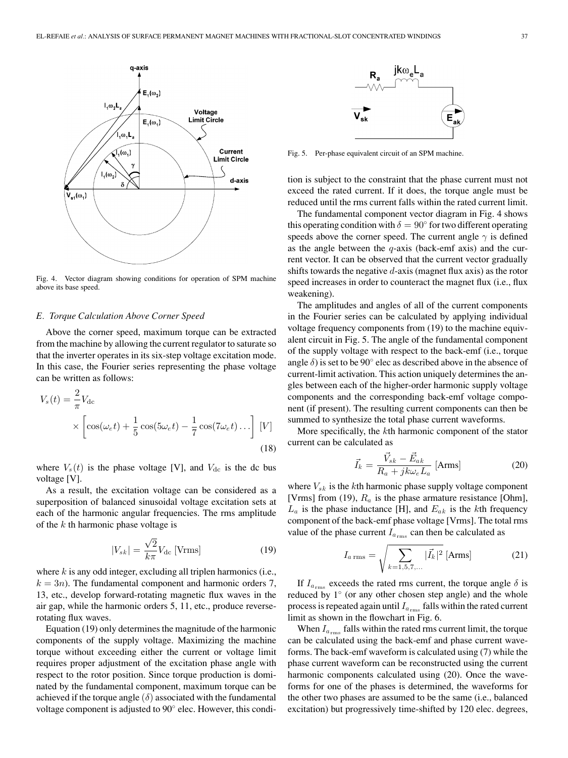Fig. 4. Vector diagram showing conditions for operation of SPM machine above its base speed.

### *E. Torque Calculation Above Corner Speed*

Above the corner speed, maximum torque can be extracted from the machine by allowing the current regulator to saturate so that the inverter operates in its six-step voltage excitation mode. In this case, the Fourier series representing the phase voltage can be written as follows:

$$V_s(t) = \frac{2}{\pi} V_{\mathrm{dc}} \times \left[ \cos(\omega_e t) + \frac{1}{5}\cos(5\omega_e t) - \frac{1}{7}\cos(7\omega_e t) \ldots \right] \; [V] \tag{18}$$

where $V_s(t)$ is the phase voltage [V], and $V_{\mathrm{dc}}$ is the dc bus voltage [V].

As a result, the excitation voltage can be considered as a superposition of balanced sinusoidal voltage excitation sets at each of the harmonic angular frequencies. The rms amplitude of the $k$ th harmonic phase voltage is

$$|V_{sk}| = \frac{\sqrt{2}}{k\pi} V_{\mathrm{dc}} \; [\mathrm{Vrms}] \tag{19}$$

where $k$ is any odd integer, excluding all triplen harmonics (i.e., $k = 3n$). The fundamental component and harmonic orders 7, 13, etc., develop forward-rotating magnetic flux waves in the air gap, while the harmonic orders 5, 11, etc., produce reverse-rotating flux waves.

Equation (19) only determines the magnitude of the harmonic components of the supply voltage. Maximizing the machine torque without exceeding either the current or voltage limit requires proper adjustment of the excitation phase angle with respect to the rotor position. Since torque production is dominated by the fundamental component, maximum torque can be achieved if the torque angle ($\delta$) associated with the fundamental voltage component is adjusted to 90° elec. However, this condition is subject to the constraint that the phase current must not exceed the rated current. If it does, the torque angle must be reduced until the rms current falls within the rated current limit.

Fig. 5. Per-phase equivalent circuit of an SPM machine.

The fundamental component vector diagram in Fig. 4 shows this operating condition with $\delta = 90°$ for two different operating speeds above the corner speed. The current angle $\gamma$ is defined as the angle between the $q$-axis (back-emf axis) and the current vector. It can be observed that the current vector gradually shifts towards the negative $d$-axis (magnet flux axis) as the rotor speed increases in order to counteract the magnet flux (i.e., flux weakening).

The amplitudes and angles of all of the current components in the Fourier series can be calculated by applying individual voltage frequency components from (19) to the machine equivalent circuit in Fig. 5. The angle of the fundamental component of the supply voltage with respect to the back-emf (i.e., torque angle $\delta$) is set to be 90° elec as described above in the absence of current-limit activation. This action uniquely determines the angles between each of the higher-order harmonic supply voltage components and the corresponding back-emf voltage component (if present). The resulting current components can then be summed to synthesize the total phase current waveforms.

More specifically, the $k$th harmonic component of the stator current can be calculated as

$$\vec{I}_k = \frac{\vec{V}_{sk} - \vec{E}_{ak}}{R_a + jk\omega_e L_a} \; [\mathrm{Arms}] \tag{20}$$

where $V_{sk}$ is the $k$th harmonic phase supply voltage component [Vrms] from (19), $R_a$ is the phase armature resistance [Ohm], $L_a$ is the phase inductance [H], and $E_{ak}$ is the $k$th frequency component of the back-emf phase voltage [Vrms]. The total rms value of the phase current $I_{a_{\mathrm{rms}}}$ can then be calculated as

$$I_{a\,\mathrm{rms}} = \sqrt{\sum_{k=1,5,7,\ldots} |\vec{I}_k|^2} \; [\mathrm{Arms}] \tag{21}$$

If $I_{a_{\mathrm{rms}}}$ exceeds the rated rms current, the torque angle $\delta$ is reduced by 1° (or any other chosen step angle) and the whole process is repeated again until $I_{a_{\mathrm{rms}}}$ falls within the rated current limit as shown in the flowchart in Fig. 6.

When $I_{a_{\mathrm{rms}}}$ falls within the rated rms current limit, the torque can be calculated using the back-emf and phase current waveforms. The back-emf waveform is calculated using (7) while the phase current waveform can be reconstructed using the current harmonic components calculated using (20). Once the waveforms for one of the phases is determined, the waveforms for the other two phases are assumed to be the same (i.e., balanced excitation) but progressively time-shifted by 120 elec. degrees,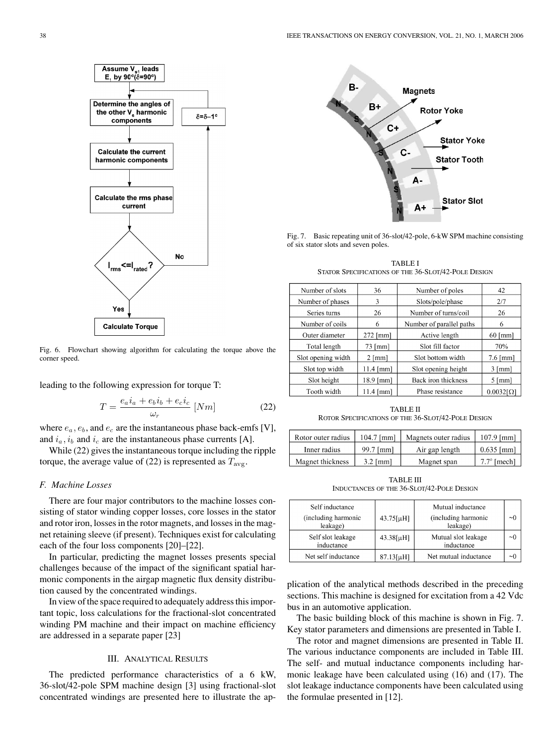Fig. 6. Flowchart showing algorithm for calculating the torque above the corner speed.

leading to the following expression for torque T:

$$T = \frac{e_a i_a + e_b i_b + e_c i_c}{\omega_r} \; [Nm] \tag{22}$$

where $e_a$, $e_b$, and $e_c$ are the instantaneous phase back-emfs [V], and $i_a$, $i_b$ and $i_c$ are the instantaneous phase currents [A].

While (22) gives the instantaneous torque including the ripple torque, the average value of (22) is represented as $T_{\text{avg}}$.

### F. Machine Losses

There are four major contributors to the machine losses consisting of stator winding copper losses, core losses in the stator and rotor iron, losses in the rotor magnets, and losses in the magnet retaining sleeve (if present). Techniques exist for calculating each of the four loss components [20]–[22].

In particular, predicting the magnet losses presents special challenges because of the impact of the significant spatial harmonic components in the airgap magnetic flux density distribution caused by the concentrated windings.

In view of the space required to adequately address this important topic, loss calculations for the fractional-slot concentrated winding PM machine and their impact on machine efficiency are addressed in a separate paper [23]

## III. Analytical Results

The predicted performance characteristics of a 6 kW, 36-slot/42-pole SPM machine design [3] using fractional-slot concentrated windings are presented here to illustrate the application of the analytical methods described in the preceding sections. This machine is designed for excitation from a 42 Vdc bus in an automotive application.

The basic building block of this machine is shown in Fig. 7. Key stator parameters and dimensions are presented in Table I.

The rotor and magnet dimensions are presented in Table II. The various inductance components are included in Table III. The self- and mutual inductance components including harmonic leakage have been calculated using (16) and (17). The slot leakage inductance components have been calculated using the formulae presented in [12].

Fig. 7. Basic repeating unit of 36-slot/42-pole, 6-kW SPM machine consisting of six stator slots and seven poles.

TABLE I
STATOR SPECIFICATIONS OF THE 36-SLOT/42-POLE DESIGN

| | | | |
|---|---|---|---|
| Number of slots | 36 | Number of poles | 42 |
| Number of phases | 3 | Slots/pole/phase | 2/7 |
| Series turns | 26 | Number of turns/coil | 26 |
| Number of coils | 6 | Number of parallel paths | 6 |
| Outer diameter | 272 [mm] | Active length | 60 [mm] |
| Total length | 73 [mm] | Slot fill factor | 70% |
| Slot opening width | 2 [mm] | Slot bottom width | 7.6 [mm] |
| Slot top width | 11.4 [mm] | Slot opening height | 3 [mm] |
| Slot height | 18.9 [mm] | Back iron thickness | 5 [mm] |
| Tooth width | 11.4 [mm] | Phase resistance | 0.0032[Ω] |

TABLE II
ROTOR SPECIFICATIONS OF THE 36-SLOT/42-POLE DESIGN

| | | | |
|---|---|---|---|
| Rotor outer radius | 104.7 [mm] | Magnets outer radius | 107.9 [mm] |
| Inner radius | 99.7 [mm] | Air gap length | 0.635 [mm] |
| Magnet thickness | 3.2 [mm] | Magnet span | 7.7° [mech] |

TABLE III
INDUCTANCES OF THE 36-SLOT/42-POLE DESIGN

| | | | |
|---|---|---|---|
| Self inductance (including harmonic leakage) | 43.75[μH] | Mutual inductance (including harmonic leakage) | ~0 |
| Self slot leakage inductance | 43.38[μH] | Mutual slot leakage inductance | ~0 |
| Net self inductance | 87.13[μH] | Net mutual inductance | ~0 |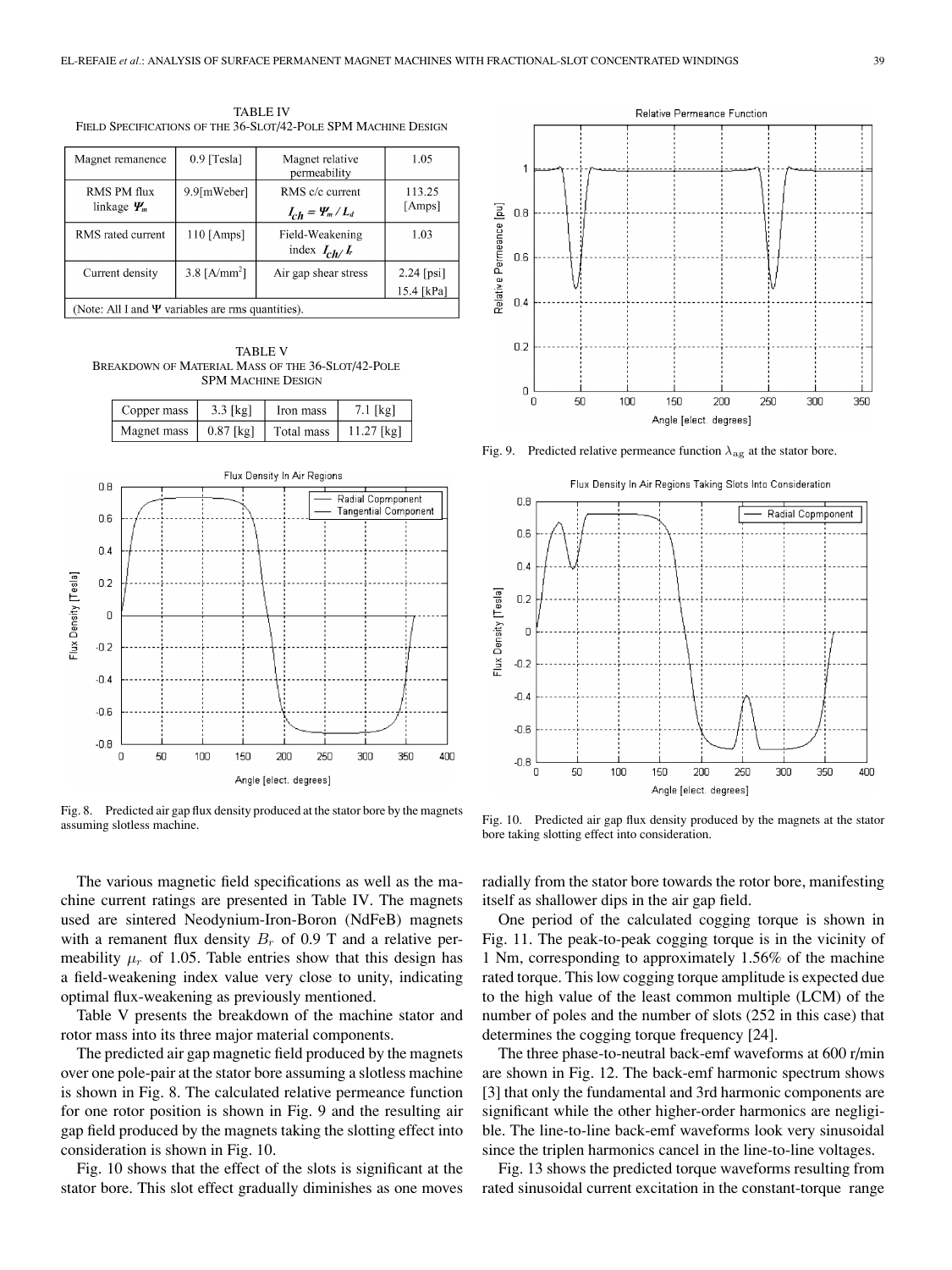TABLE IV
FIELD SPECIFICATIONS OF THE 36-SLOT/42-POLE SPM MACHINE DESIGN

| Magnet remanence | 0.9 [Tesla] | Magnet relative permeability | 1.05 |
|---|---|---|---|
| RMS PM flux linkage $\Psi_m$ | 9.9[mWeber] | RMS c/c current $I_{ch} = \Psi_m / L_d$ | 113.25 [Amps] |
| RMS rated current | 110 [Amps] | Field-Weakening index $I_{ch}/I_r$ | 1.03 |
| Current density | 3.8 [A/mm$^2$] | Air gap shear stress | 2.24 [psi] 15.4 [kPa] |
| (Note: All I and $\Psi$ variables are rms quantities). | | | |

TABLE V
BREAKDOWN OF MATERIAL MASS OF THE 36-SLOT/42-POLE SPM MACHINE DESIGN

| Copper mass | 3.3 [kg] | Iron mass | 7.1 [kg] |
|---|---|---|---|
| Magnet mass | 0.87 [kg] | Total mass | 11.27 [kg] |

Fig. 8. Predicted air gap flux density produced at the stator bore by the magnets assuming slotless machine.

Fig. 9. Predicted relative permeance function $\lambda_{ag}$ at the stator bore.

Fig. 10. Predicted air gap flux density produced by the magnets at the stator bore taking slotting effect into consideration.

The various magnetic field specifications as well as the machine current ratings are presented in Table IV. The magnets used are sintered Neodynium-Iron-Boron (NdFeB) magnets with a remanent flux density $B_r$ of 0.9 T and a relative permeability $\mu_r$ of 1.05. Table entries show that this design has a field-weakening index value very close to unity, indicating optimal flux-weakening as previously mentioned.

Table V presents the breakdown of the machine stator and rotor mass into its three major material components.

The predicted air gap magnetic field produced by the magnets over one pole-pair at the stator bore assuming a slotless machine is shown in Fig. 8. The calculated relative permeance function for one rotor position is shown in Fig. 9 and the resulting air gap field produced by the magnets taking the slotting effect into consideration is shown in Fig. 10.

Fig. 10 shows that the effect of the slots is significant at the stator bore. This slot effect gradually diminishes as one moves radially from the stator bore towards the rotor bore, manifesting itself as shallower dips in the air gap field.

One period of the calculated cogging torque is shown in Fig. 11. The peak-to-peak cogging torque is in the vicinity of 1 Nm, corresponding to approximately 1.56% of the machine rated torque. This low cogging torque amplitude is expected due to the high value of the least common multiple (LCM) of the number of poles and the number of slots (252 in this case) that determines the cogging torque frequency [24].

The three phase-to-neutral back-emf waveforms at 600 r/min are shown in Fig. 12. The back-emf harmonic spectrum shows [3] that only the fundamental and 3rd harmonic components are significant while the other higher-order harmonics are negligible. The line-to-line back-emf waveforms look very sinusoidal since the triplen harmonics cancel in the line-to-line voltages.

Fig. 13 shows the predicted torque waveforms resulting from rated sinusoidal current excitation in the constant-torque range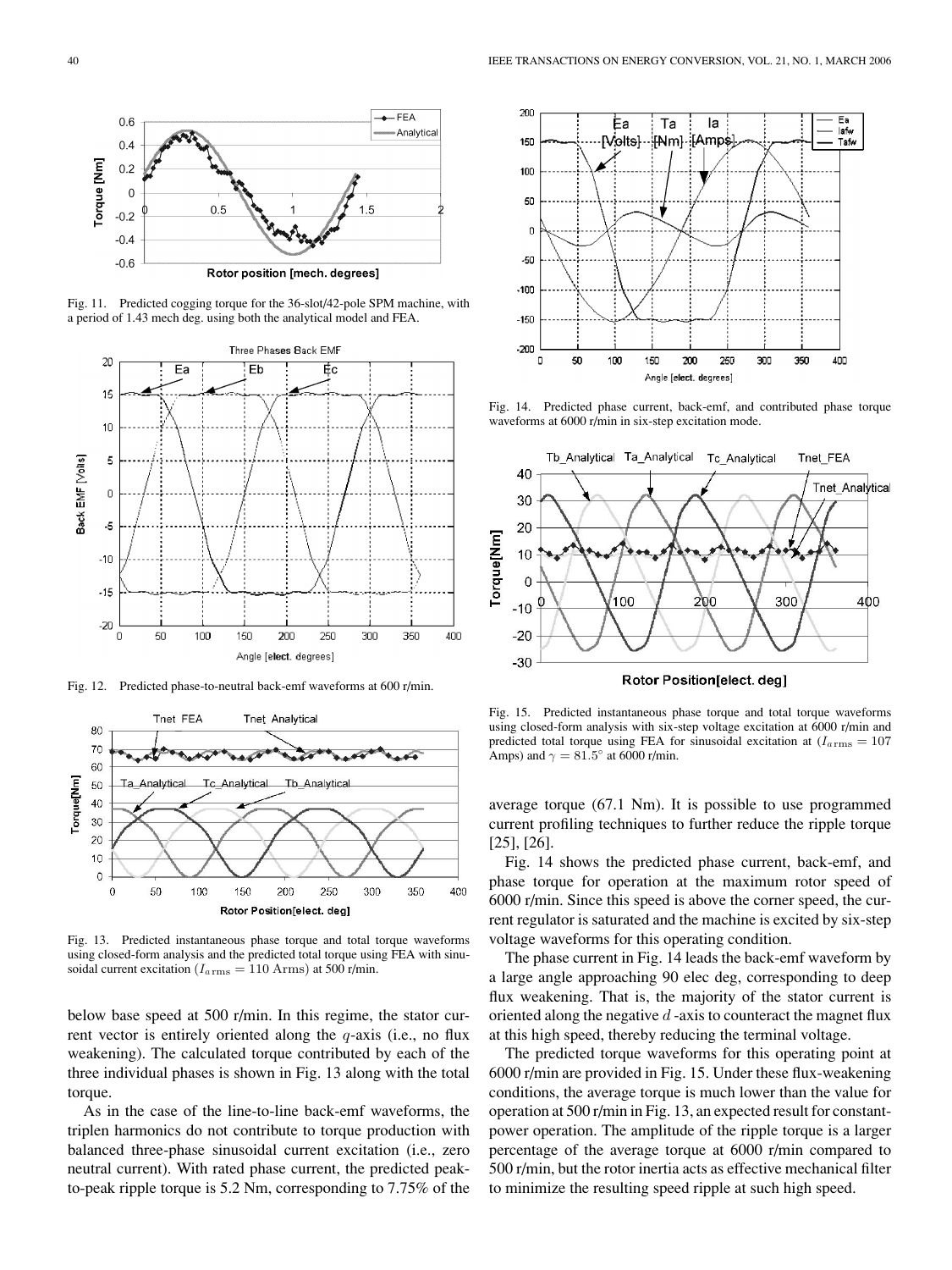Fig. 11. Predicted cogging torque for the 36-slot/42-pole SPM machine, with a period of 1.43 mech deg. using both the analytical model and FEA.

Fig. 12. Predicted phase-to-neutral back-emf waveforms at 600 r/min.

Fig. 13. Predicted instantaneous phase torque and total torque waveforms using closed-form analysis and the predicted total torque using FEA with sinusoidal current excitation ($I_{a\mathrm{rms}} = 110$ Arms) at 500 r/min.

below base speed at 500 r/min. In this regime, the stator current vector is entirely oriented along the $q$-axis (i.e., no flux weakening). The calculated torque contributed by each of the three individual phases is shown in Fig. 13 along with the total torque.

As in the case of the line-to-line back-emf waveforms, the triplen harmonics do not contribute to torque production with balanced three-phase sinusoidal current excitation (i.e., zero neutral current). With rated phase current, the predicted peak-to-peak ripple torque is 5.2 Nm, corresponding to 7.75% of the average torque (67.1 Nm). It is possible to use programmed current profiling techniques to further reduce the ripple torque [25], [26].

Fig. 14. Predicted phase current, back-emf, and contributed phase torque waveforms at 6000 r/min in six-step excitation mode.

Fig. 15. Predicted instantaneous phase torque and total torque waveforms using closed-form analysis with six-step voltage excitation at 6000 r/min and predicted total torque using FEA for sinusoidal excitation at ($I_{a\mathrm{rms}} = 107$ Amps) and $\gamma = 81.5^{\circ}$ at 6000 r/min.

Fig. 14 shows the predicted phase current, back-emf, and phase torque for operation at the maximum rotor speed of 6000 r/min. Since this speed is above the corner speed, the current regulator is saturated and the machine is excited by six-step voltage waveforms for this operating condition.

The phase current in Fig. 14 leads the back-emf waveform by a large angle approaching 90 elec deg, corresponding to deep flux weakening. That is, the majority of the stator current is oriented along the negative $d$ -axis to counteract the magnet flux at this high speed, thereby reducing the terminal voltage.

The predicted torque waveforms for this operating point at 6000 r/min are provided in Fig. 15. Under these flux-weakening conditions, the average torque is much lower than the value for operation at 500 r/min in Fig. 13, an expected result for constant-power operation. The amplitude of the ripple torque is a larger percentage of the average torque at 6000 r/min compared to 500 r/min, but the rotor inertia acts as effective mechanical filter to minimize the resulting speed ripple at such high speed.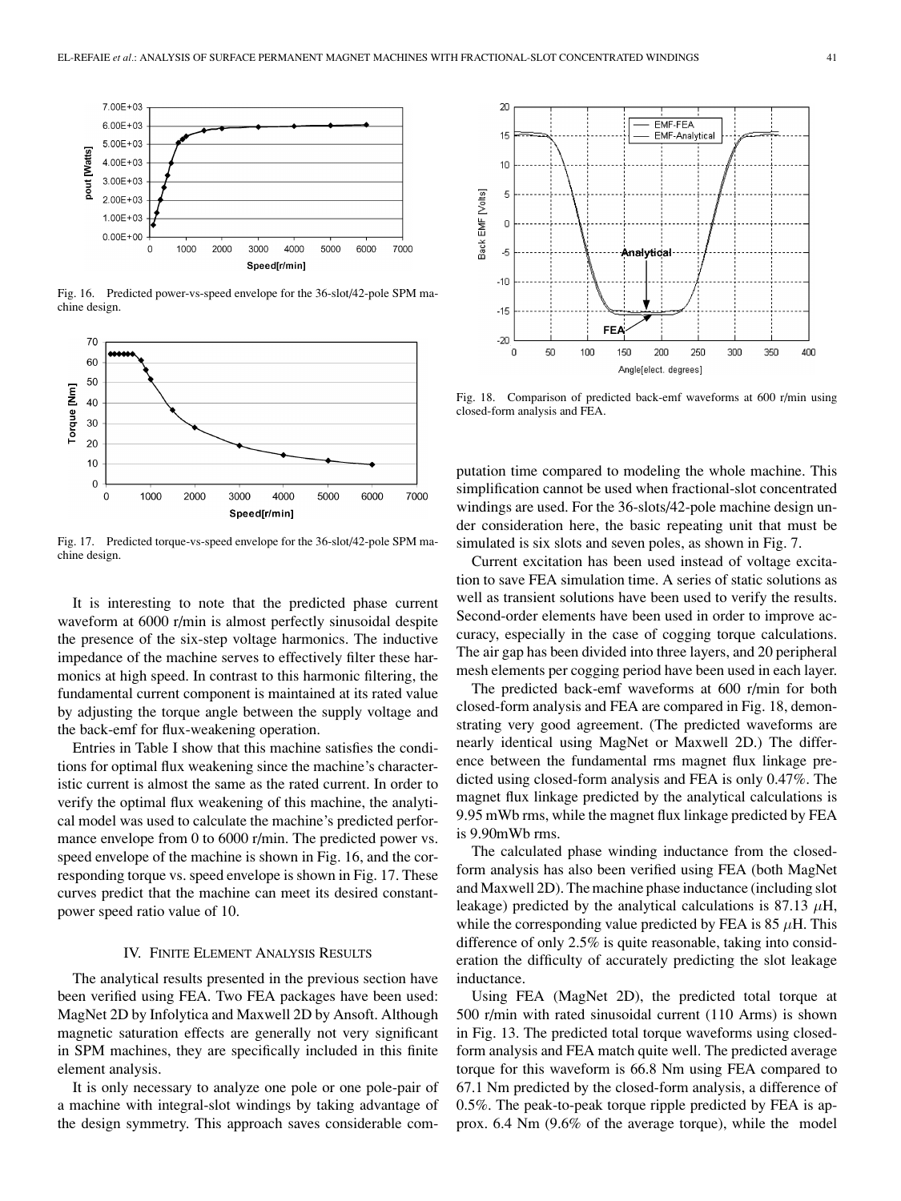Fig. 16. Predicted power-vs-speed envelope for the 36-slot/42-pole SPM machine design.

Fig. 17. Predicted torque-vs-speed envelope for the 36-slot/42-pole SPM machine design.

It is interesting to note that the predicted phase current waveform at 6000 r/min is almost perfectly sinusoidal despite the presence of the six-step voltage harmonics. The inductive impedance of the machine serves to effectively filter these harmonics at high speed. In contrast to this harmonic filtering, the fundamental current component is maintained at its rated value by adjusting the torque angle between the supply voltage and the back-emf for flux-weakening operation.

Entries in Table I show that this machine satisfies the conditions for optimal flux weakening since the machine's characteristic current is almost the same as the rated current. In order to verify the optimal flux weakening of this machine, the analytical model was used to calculate the machine's predicted performance envelope from 0 to 6000 r/min. The predicted power vs. speed envelope of the machine is shown in Fig. 16, and the corresponding torque vs. speed envelope is shown in Fig. 17. These curves predict that the machine can meet its desired constant-power speed ratio value of 10.

## IV. Finite Element Analysis Results

The analytical results presented in the previous section have been verified using FEA. Two FEA packages have been used: MagNet 2D by Infolytica and Maxwell 2D by Ansoft. Although magnetic saturation effects are generally not very significant in SPM machines, they are specifically included in this finite element analysis.

It is only necessary to analyze one pole or one pole-pair of a machine with integral-slot windings by taking advantage of the design symmetry. This approach saves considerable computation time compared to modeling the whole machine. This simplification cannot be used when fractional-slot concentrated windings are used. For the 36-slots/42-pole machine design under consideration here, the basic repeating unit that must be simulated is six slots and seven poles, as shown in Fig. 7.

Fig. 18. Comparison of predicted back-emf waveforms at 600 r/min using closed-form analysis and FEA.

Current excitation has been used instead of voltage excitation to save FEA simulation time. A series of static solutions as well as transient solutions have been used to verify the results. Second-order elements have been used in order to improve accuracy, especially in the case of cogging torque calculations. The air gap has been divided into three layers, and 20 peripheral mesh elements per cogging period have been used in each layer.

The predicted back-emf waveforms at 600 r/min for both closed-form analysis and FEA are compared in Fig. 18, demonstrating very good agreement. (The predicted waveforms are nearly identical using MagNet or Maxwell 2D.) The difference between the fundamental rms magnet flux linkage predicted using closed-form analysis and FEA is only 0.47%. The magnet flux linkage predicted by the analytical calculations is 9.95 mWb rms, while the magnet flux linkage predicted by FEA is 9.90mWb rms.

The calculated phase winding inductance from the closed-form analysis has also been verified using FEA (both MagNet and Maxwell 2D). The machine phase inductance (including slot leakage) predicted by the analytical calculations is 87.13 $\mu$H, while the corresponding value predicted by FEA is 85 $\mu$H. This difference of only 2.5% is quite reasonable, taking into consideration the difficulty of accurately predicting the slot leakage inductance.

Using FEA (MagNet 2D), the predicted total torque at 500 r/min with rated sinusoidal current (110 Arms) is shown in Fig. 13. The predicted total torque waveforms using closed-form analysis and FEA match quite well. The predicted average torque for this waveform is 66.8 Nm using FEA compared to 67.1 Nm predicted by the closed-form analysis, a difference of 0.5%. The peak-to-peak torque ripple predicted by FEA is approx. 6.4 Nm (9.6% of the average torque), while the model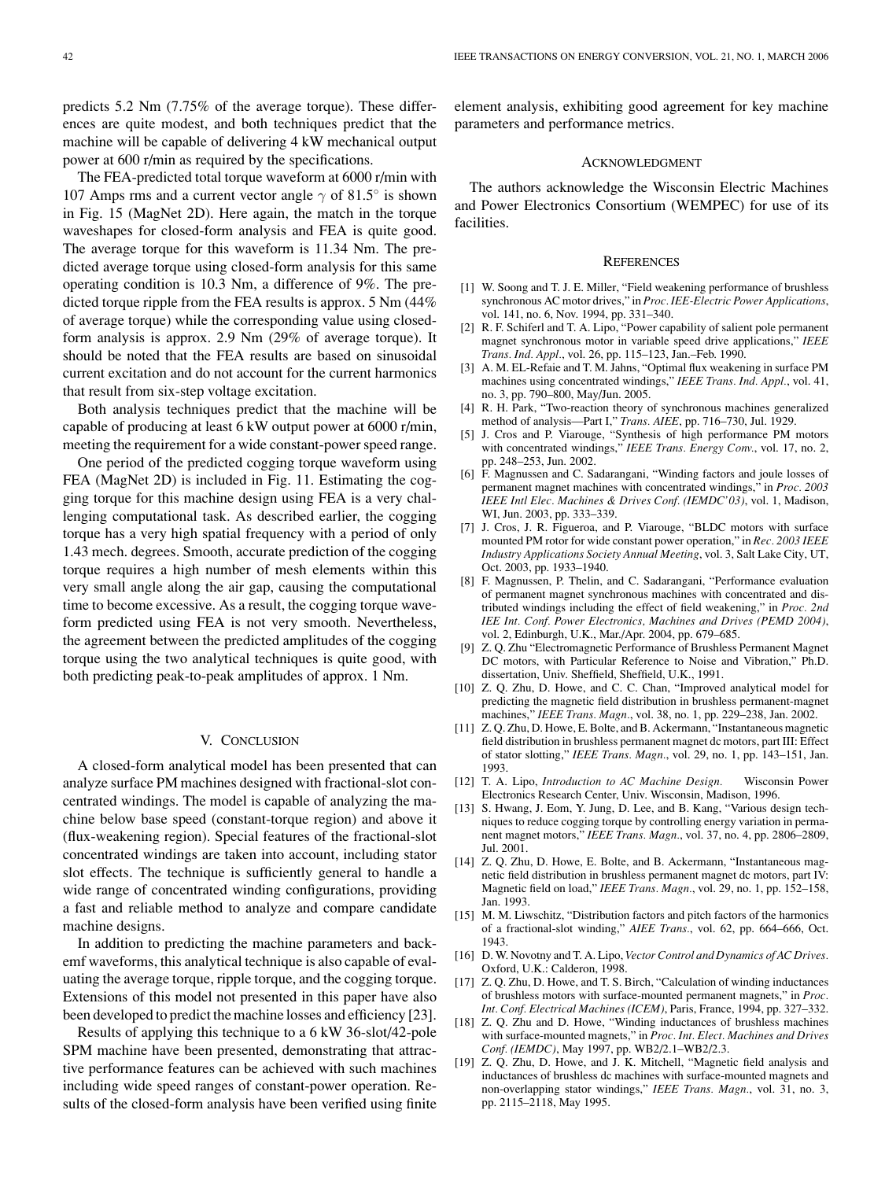predicts 5.2 Nm (7.75% of the average torque). These differences are quite modest, and both techniques predict that the machine will be capable of delivering 4 kW mechanical output power at 600 r/min as required by the specifications.

The FEA-predicted total torque waveform at 6000 r/min with 107 Amps rms and a current vector angle $\gamma$ of 81.5° is shown in Fig. 15 (MagNet 2D). Here again, the match in the torque waveshapes for closed-form analysis and FEA is quite good. The average torque for this waveform is 11.34 Nm. The predicted average torque using closed-form analysis for this same operating condition is 10.3 Nm, a difference of 9%. The predicted torque ripple from the FEA results is approx. 5 Nm (44% of average torque) while the corresponding value using closed-form analysis is approx. 2.9 Nm (29% of average torque). It should be noted that the FEA results are based on sinusoidal current excitation and do not account for the current harmonics that result from six-step voltage excitation.

Both analysis techniques predict that the machine will be capable of producing at least 6 kW output power at 6000 r/min, meeting the requirement for a wide constant-power speed range.

One period of the predicted cogging torque waveform using FEA (MagNet 2D) is included in Fig. 11. Estimating the cogging torque for this machine design using FEA is a very challenging computational task. As described earlier, the cogging torque has a very high spatial frequency with a period of only 1.43 mech. degrees. Smooth, accurate prediction of the cogging torque requires a high number of mesh elements within this very small angle along the air gap, causing the computational time to become excessive. As a result, the cogging torque waveform predicted using FEA is not very smooth. Nevertheless, the agreement between the predicted amplitudes of the cogging torque using the two analytical techniques is quite good, with both predicting peak-to-peak amplitudes of approx. 1 Nm.

## V. Conclusion

A closed-form analytical model has been presented that can analyze surface PM machines designed with fractional-slot concentrated windings. The model is capable of analyzing the machine below base speed (constant-torque region) and above it (flux-weakening region). Special features of the fractional-slot concentrated windings are taken into account, including stator slot effects. The technique is sufficiently general to handle a wide range of concentrated winding configurations, providing a fast and reliable method to analyze and compare candidate machine designs.

In addition to predicting the machine parameters and back-emf waveforms, this analytical technique is also capable of evaluating the average torque, ripple torque, and the cogging torque. Extensions of this model not presented in this paper have also been developed to predict the machine losses and efficiency [23].

Results of applying this technique to a 6 kW 36-slot/42-pole SPM machine have been presented, demonstrating that attractive performance features can be achieved with such machines including wide speed ranges of constant-power operation. Results of the closed-form analysis have been verified using finite element analysis, exhibiting good agreement for key machine parameters and performance metrics.

## Acknowledgment

The authors acknowledge the Wisconsin Electric Machines and Power Electronics Consortium (WEMPEC) for use of its facilities.

## References

[1] W. Soong and T. J. E. Miller, "Field weakening performance of brushless synchronous AC motor drives," in *Proc. IEE-Electric Power Applications*, vol. 141, no. 6, Nov. 1994, pp. 331–340.

[2] R. F. Schiferl and T. A. Lipo, "Power capability of salient pole permanent magnet synchronous motor in variable speed drive applications," *IEEE Trans. Ind. Appl.*, vol. 26, pp. 115–123, Jan.–Feb. 1990.

[3] A. M. EL-Refaie and T. M. Jahns, "Optimal flux weakening in surface PM machines using concentrated windings," *IEEE Trans. Ind. Appl.*, vol. 41, no. 3, pp. 790–800, May/Jun. 2005.

[4] R. H. Park, "Two-reaction theory of synchronous machines generalized method of analysis—Part I," *Trans. AIEE*, pp. 716–730, Jul. 1929.

[5] J. Cros and P. Viarouge, "Synthesis of high performance PM motors with concentrated windings," *IEEE Trans. Energy Conv.*, vol. 17, no. 2, pp. 248–253, Jun. 2002.

[6] F. Magnussen and C. Sadarangani, "Winding factors and joule losses of permanent magnet machines with concentrated windings," in *Proc. 2003 IEEE Intl Elec. Machines & Drives Conf. (IEMDC'03)*, vol. 1, Madison, WI, Jun. 2003, pp. 333–339.

[7] J. Cros, J. R. Figueroa, and P. Viarouge, "BLDC motors with surface mounted PM rotor for wide constant power operation," in *Rec. 2003 IEEE Industry Applications Society Annual Meeting*, vol. 3, Salt Lake City, UT, Oct. 2003, pp. 1933–1940.

[8] F. Magnussen, P. Thelin, and C. Sadarangani, "Performance evaluation of permanent magnet synchronous machines with concentrated and distributed windings including the effect of field weakening," in *Proc. 2nd IEE Int. Conf. Power Electronics, Machines and Drives (PEMD 2004)*, vol. 2, Edinburgh, U.K., Mar./Apr. 2004, pp. 679–685.

[9] Z. Q. Zhu "Electromagnetic Performance of Brushless Permanent Magnet DC motors, with Particular Reference to Noise and Vibration," Ph.D. dissertation, Univ. Sheffield, Sheffield, U.K., 1991.

[10] Z. Q. Zhu, D. Howe, and C. C. Chan, "Improved analytical model for predicting the magnetic field distribution in brushless permanent-magnet machines," *IEEE Trans. Magn.*, vol. 38, no. 1, pp. 229–238, Jan. 2002.

[11] Z. Q. Zhu, D. Howe, E. Bolte, and B. Ackermann, "Instantaneous magnetic field distribution in brushless permanent magnet dc motors, part III: Effect of stator slotting," *IEEE Trans. Magn.*, vol. 29, no. 1, pp. 143–151, Jan. 1993.

[12] T. A. Lipo, *Introduction to AC Machine Design.* Wisconsin Power Electronics Research Center, Univ. Wisconsin, Madison, 1996.

[13] S. Hwang, J. Eom, Y. Jung, D. Lee, and B. Kang, "Various design techniques to reduce cogging torque by controlling energy variation in permanent magnet motors," *IEEE Trans. Magn.*, vol. 37, no. 4, pp. 2806–2809, Jul. 2001.

[14] Z. Q. Zhu, D. Howe, E. Bolte, and B. Ackermann, "Instantaneous magnetic field distribution in brushless permanent magnet dc motors, part IV: Magnetic field on load," *IEEE Trans. Magn.*, vol. 29, no. 1, pp. 152–158, Jan. 1993.

[15] M. M. Liwschitz, "Distribution factors and pitch factors of the harmonics of a fractional-slot winding," *AIEE Trans.*, vol. 62, pp. 664–666, Oct. 1943.

[16] D. W. Novotny and T. A. Lipo, *Vector Control and Dynamics of AC Drives.* Oxford, U.K.: Calderon, 1998.

[17] Z. Q. Zhu, D. Howe, and T. S. Birch, "Calculation of winding inductances of brushless motors with surface-mounted permanent magnets," in *Proc. Int. Conf. Electrical Machines (ICEM)*, Paris, France, 1994, pp. 327–332.

[18] Z. Q. Zhu and D. Howe, "Winding inductances of brushless machines with surface-mounted magnets," in *Proc. Int. Elect. Machines and Drives Conf. (IEMDC)*, May 1997, pp. WB2/2.1–WB2/2.3.

[19] Z. Q. Zhu, D. Howe, and J. K. Mitchell, "Magnetic field analysis and inductances of brushless dc machines with surface-mounted magnets and non-overlapping stator windings," *IEEE Trans. Magn.*, vol. 31, no. 3, pp. 2115–2118, May 1995.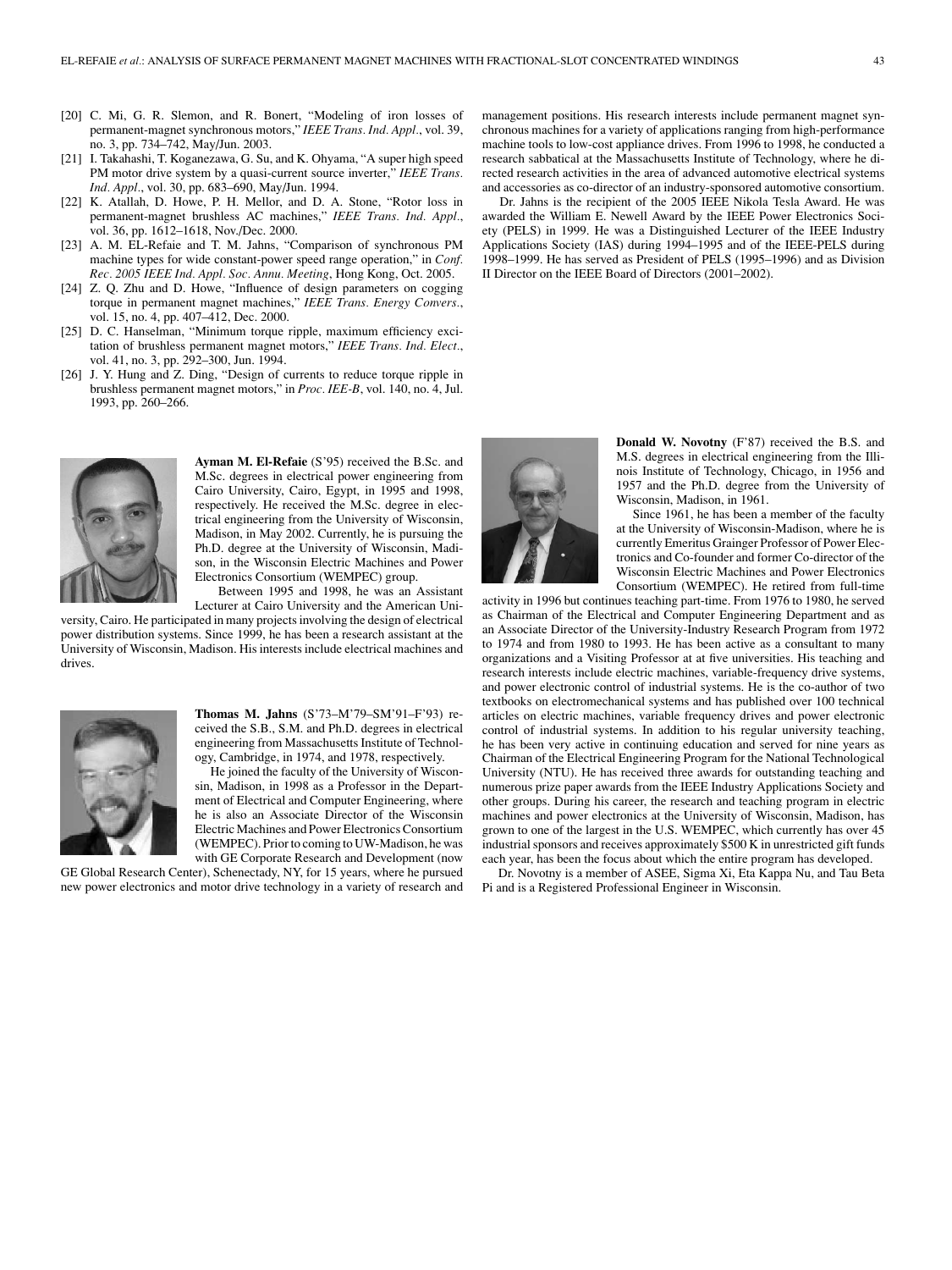[20] C. Mi, G. R. Slemon, and R. Bonert, "Modeling of iron losses of permanent-magnet synchronous motors," *IEEE Trans. Ind. Appl.*, vol. 39, no. 3, pp. 734–742, May/Jun. 2003.

[21] I. Takahashi, T. Koganezawa, G. Su, and K. Ohyama, "A super high speed PM motor drive system by a quasi-current source inverter," *IEEE Trans. Ind. Appl.*, vol. 30, pp. 683–690, May/Jun. 1994.

[22] K. Atallah, D. Howe, P. H. Mellor, and D. A. Stone, "Rotor loss in permanent-magnet brushless AC machines," *IEEE Trans. Ind. Appl.*, vol. 36, pp. 1612–1618, Nov./Dec. 2000.

[23] A. M. EL-Refaie and T. M. Jahns, "Comparison of synchronous PM machine types for wide constant-power speed range operation," in *Conf. Rec. 2005 IEEE Ind. Appl. Soc. Annu. Meeting*, Hong Kong, Oct. 2005.

[24] Z. Q. Zhu and D. Howe, "Influence of design parameters on cogging torque in permanent magnet machines," *IEEE Trans. Energy Convers.*, vol. 15, no. 4, pp. 407–412, Dec. 2000.

[25] D. C. Hanselman, "Minimum torque ripple, maximum efficiency excitation of brushless permanent magnet motors," *IEEE Trans. Ind. Elect.*, vol. 41, no. 3, pp. 292–300, Jun. 1994.

[26] J. Y. Hung and Z. Ding, "Design of currents to reduce torque ripple in brushless permanent magnet motors," in *Proc. IEE-B*, vol. 140, no. 4, Jul. 1993, pp. 260–266.

**Ayman M. El-Refaie** (S'95) received the B.Sc. and M.Sc. degrees in electrical power engineering from Cairo University, Cairo, Egypt, in 1995 and 1998, respectively. He received the M.Sc. degree in electrical engineering from the University of Wisconsin, Madison, in May 2002. Currently, he is pursuing the Ph.D. degree at the University of Wisconsin, Madison, in the Wisconsin Electric Machines and Power Electronics Consortium (WEMPEC) group.

Between 1995 and 1998, he was an Assistant Lecturer at Cairo University and the American University, Cairo. He participated in many projects involving the design of electrical power distribution systems. Since 1999, he has been a research assistant at the University of Wisconsin, Madison. His interests include electrical machines and drives.

**Thomas M. Jahns** (S'73–M'79–SM'91–F'93) received the S.B., S.M. and Ph.D. degrees in electrical engineering from Massachusetts Institute of Technology, Cambridge, in 1974, and 1978, respectively.

He joined the faculty of the University of Wisconsin, Madison, in 1998 as a Professor in the Department of Electrical and Computer Engineering, where he is also an Associate Director of the Wisconsin Electric Machines and Power Electronics Consortium (WEMPEC). Prior to coming to UW-Madison, he was with GE Corporate Research and Development (now GE Global Research Center), Schenectady, NY, for 15 years, where he pursued new power electronics and motor drive technology in a variety of research and management positions. His research interests include permanent magnet synchronous machines for a variety of applications ranging from high-performance machine tools to low-cost appliance drives. From 1996 to 1998, he conducted a research sabbatical at the Massachusetts Institute of Technology, where he directed research activities in the area of advanced automotive electrical systems and accessories as co-director of an industry-sponsored automotive consortium.

Dr. Jahns is the recipient of the 2005 IEEE Nikola Tesla Award. He was awarded the William E. Newell Award by the IEEE Power Electronics Society (PELS) in 1999. He was a Distinguished Lecturer of the IEEE Industry Applications Society (IAS) during 1994–1995 and of the IEEE-PELS during 1998–1999. He has served as President of PELS (1995–1996) and as Division II Director on the IEEE Board of Directors (2001–2002).

**Donald W. Novotny** (F'87) received the B.S. and M.S. degrees in electrical engineering from the Illinois Institute of Technology, Chicago, in 1956 and 1957 and the Ph.D. degree from the University of Wisconsin, Madison, in 1961.

Since 1961, he has been a member of the faculty at the University of Wisconsin-Madison, where he is currently Emeritus Grainger Professor of Power Electronics and Co-founder and former Co-director of the Wisconsin Electric Machines and Power Electronics Consortium (WEMPEC). He retired from full-time activity in 1996 but continues teaching part-time. From 1976 to 1980, he served as Chairman of the Electrical and Computer Engineering Department and as an Associate Director of the University-Industry Research Program from 1972 to 1974 and from 1980 to 1993. He has been active as a consultant to many organizations and a Visiting Professor at at five universities. His teaching and research interests include electric machines, variable-frequency drive systems, and power electronic control of industrial systems. He is the co-author of two textbooks on electromechanical systems and has published over 100 technical articles on electric machines, variable frequency drives and power electronic control of industrial systems. In addition to his regular university teaching, he has been very active in continuing education and served for nine years as Chairman of the Electrical Engineering Program for the National Technological University (NTU). He has received three awards for outstanding teaching and numerous prize paper awards from the IEEE Industry Applications Society and other groups. During his career, the research and teaching program in electric machines and power electronics at the University of Wisconsin, Madison, has grown to one of the largest in the U.S. WEMPEC, which currently has over 45 industrial sponsors and receives approximately $500 K in unrestricted gift funds each year, has been the focus about which the entire program has developed.

Dr. Novotny is a member of ASEE, Sigma Xi, Eta Kappa Nu, and Tau Beta Pi and is a Registered Professional Engineer in Wisconsin.